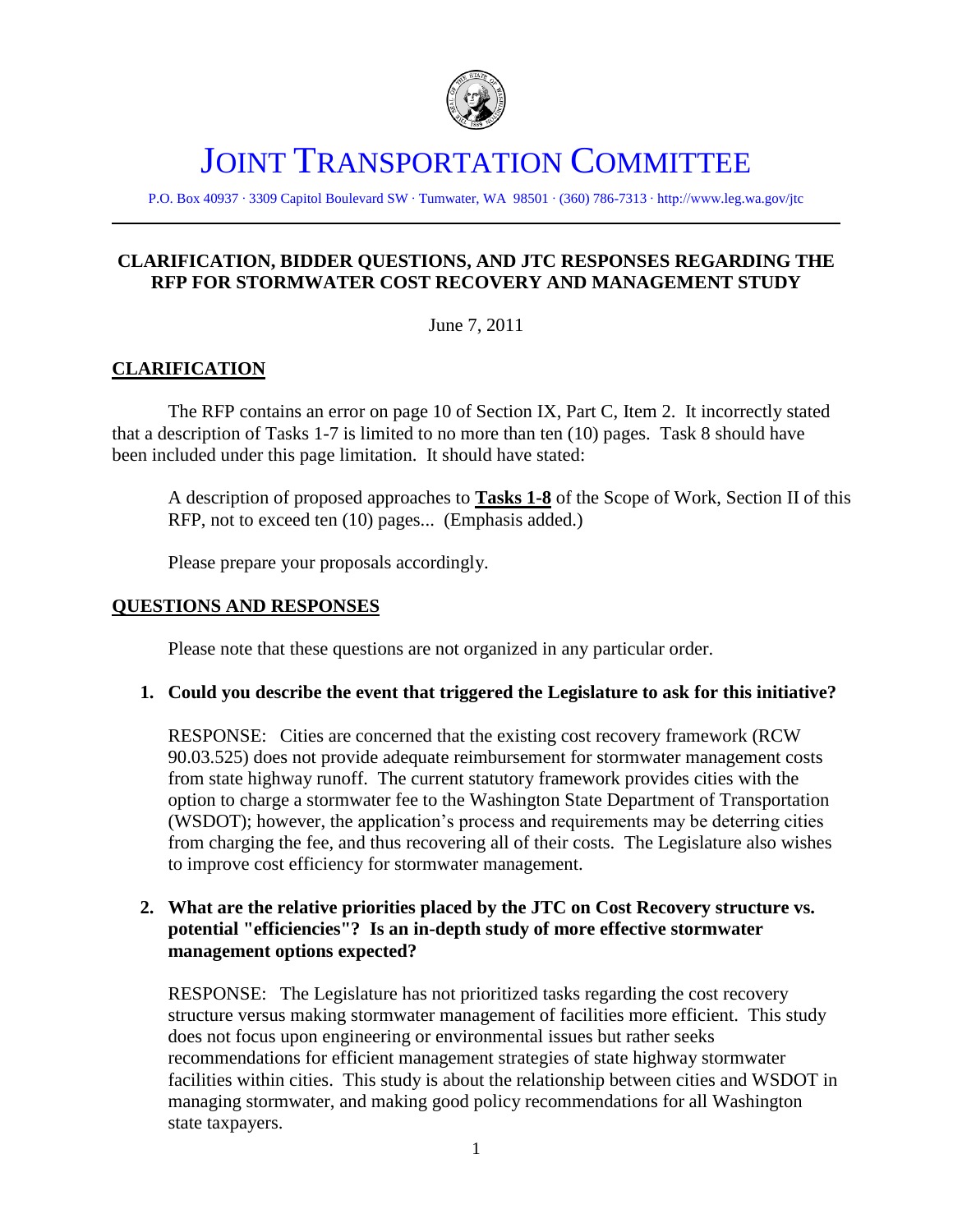# JOINT TRANSPORTATION COMMITTEE

P.O. Box 40937 · 3309 Capitol Boulevard SW · Tumwater, WA 98501 · (360) 786-7313 · http://www.leg.wa.gov/jtc

---

## CLARIFICATION, BIDDER QUESTIONS, AND JTC RESPONSES REGARDING THE RFP FOR STORMWATER COST RECOVERY AND MANAGEMENT STUDY

June 7, 2011

### CLARIFICATION

The RFP contains an error on page 10 of Section IX, Part C, Item 2. It incorrectly stated that a description of Tasks 1-7 is limited to no more than ten (10) pages. Task 8 should have been included under this page limitation. It should have stated:

> A description of proposed approaches to **Tasks 1-8** of the Scope of Work, Section II of this RFP, not to exceed ten (10) pages... (Emphasis added.)

Please prepare your proposals accordingly.

### QUESTIONS AND RESPONSES

Please note that these questions are not organized in any particular order.

1. **Could you describe the event that triggered the Legislature to ask for this initiative?**

   RESPONSE: Cities are concerned that the existing cost recovery framework (RCW 90.03.525) does not provide adequate reimbursement for stormwater management costs from state highway runoff. The current statutory framework provides cities with the option to charge a stormwater fee to the Washington State Department of Transportation (WSDOT); however, the application's process and requirements may be deterring cities from charging the fee, and thus recovering all of their costs. The Legislature also wishes to improve cost efficiency for stormwater management.

2. **What are the relative priorities placed by the JTC on Cost Recovery structure vs. potential "efficiencies"? Is an in-depth study of more effective stormwater management options expected?**

   RESPONSE: The Legislature has not prioritized tasks regarding the cost recovery structure versus making stormwater management of facilities more efficient. This study does not focus upon engineering or environmental issues but rather seeks recommendations for efficient management strategies of state highway stormwater facilities within cities. This study is about the relationship between cities and WSDOT in managing stormwater, and making good policy recommendations for all Washington state taxpayers.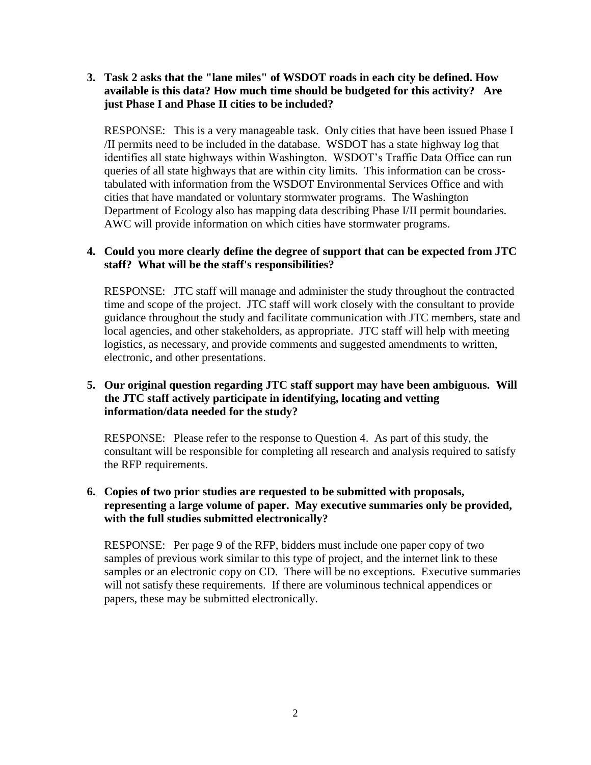**3. Task 2 asks that the "lane miles" of WSDOT roads in each city be defined. How available is this data? How much time should be budgeted for this activity? Are just Phase I and Phase II cities to be included?**

RESPONSE: This is a very manageable task. Only cities that have been issued Phase I /II permits need to be included in the database. WSDOT has a state highway log that identifies all state highways within Washington. WSDOT's Traffic Data Office can run queries of all state highways that are within city limits. This information can be cross-tabulated with information from the WSDOT Environmental Services Office and with cities that have mandated or voluntary stormwater programs. The Washington Department of Ecology also has mapping data describing Phase I/II permit boundaries. AWC will provide information on which cities have stormwater programs.

**4. Could you more clearly define the degree of support that can be expected from JTC staff? What will be the staff's responsibilities?**

RESPONSE: JTC staff will manage and administer the study throughout the contracted time and scope of the project. JTC staff will work closely with the consultant to provide guidance throughout the study and facilitate communication with JTC members, state and local agencies, and other stakeholders, as appropriate. JTC staff will help with meeting logistics, as necessary, and provide comments and suggested amendments to written, electronic, and other presentations.

**5. Our original question regarding JTC staff support may have been ambiguous. Will the JTC staff actively participate in identifying, locating and vetting information/data needed for the study?**

RESPONSE: Please refer to the response to Question 4. As part of this study, the consultant will be responsible for completing all research and analysis required to satisfy the RFP requirements.

**6. Copies of two prior studies are requested to be submitted with proposals, representing a large volume of paper. May executive summaries only be provided, with the full studies submitted electronically?**

RESPONSE: Per page 9 of the RFP, bidders must include one paper copy of two samples of previous work similar to this type of project, and the internet link to these samples or an electronic copy on CD. There will be no exceptions. Executive summaries will not satisfy these requirements. If there are voluminous technical appendices or papers, these may be submitted electronically.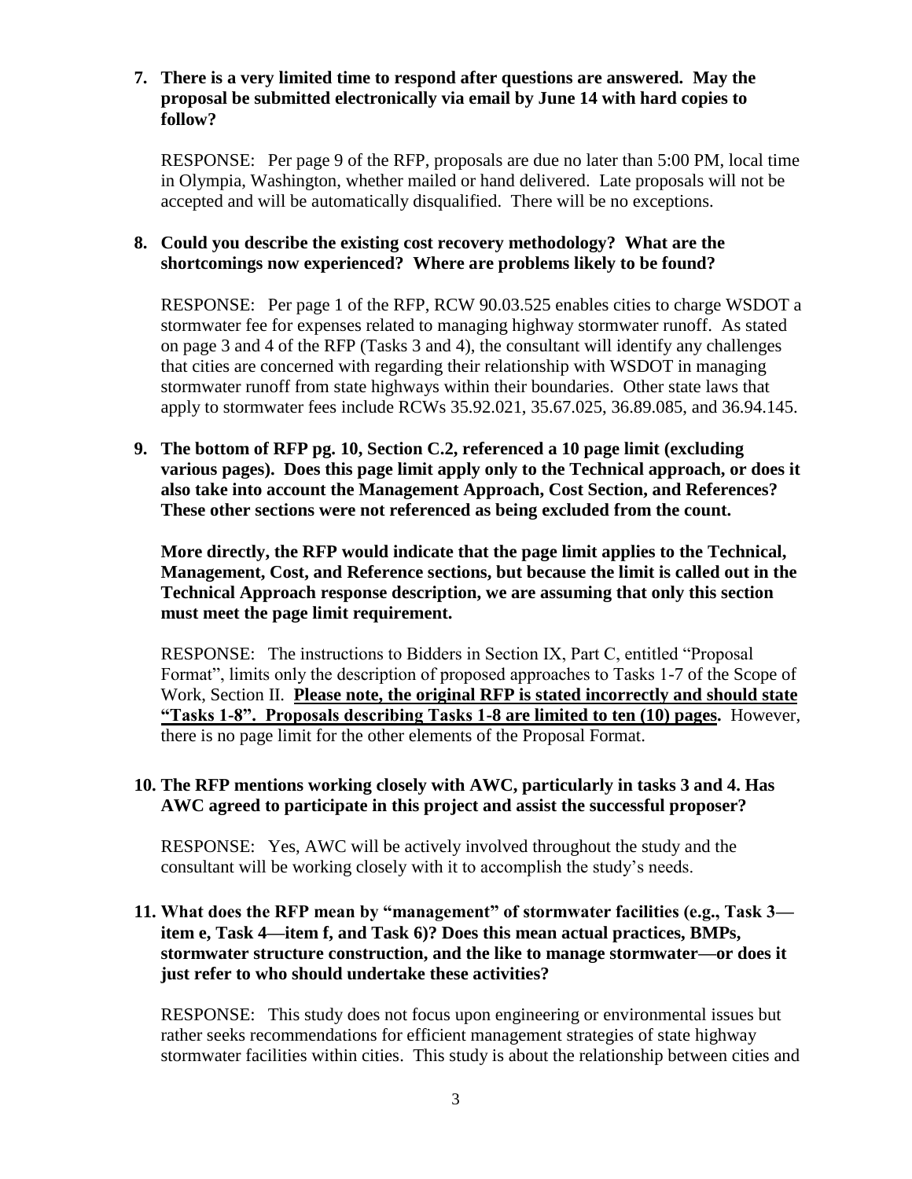**7. There is a very limited time to respond after questions are answered. May the proposal be submitted electronically via email by June 14 with hard copies to follow?**

RESPONSE: Per page 9 of the RFP, proposals are due no later than 5:00 PM, local time in Olympia, Washington, whether mailed or hand delivered. Late proposals will not be accepted and will be automatically disqualified. There will be no exceptions.

**8. Could you describe the existing cost recovery methodology? What are the shortcomings now experienced? Where are problems likely to be found?**

RESPONSE: Per page 1 of the RFP, RCW 90.03.525 enables cities to charge WSDOT a stormwater fee for expenses related to managing highway stormwater runoff. As stated on page 3 and 4 of the RFP (Tasks 3 and 4), the consultant will identify any challenges that cities are concerned with regarding their relationship with WSDOT in managing stormwater runoff from state highways within their boundaries. Other state laws that apply to stormwater fees include RCWs 35.92.021, 35.67.025, 36.89.085, and 36.94.145.

**9. The bottom of RFP pg. 10, Section C.2, referenced a 10 page limit (excluding various pages). Does this page limit apply only to the Technical approach, or does it also take into account the Management Approach, Cost Section, and References? These other sections were not referenced as being excluded from the count.**

**More directly, the RFP would indicate that the page limit applies to the Technical, Management, Cost, and Reference sections, but because the limit is called out in the Technical Approach response description, we are assuming that only this section must meet the page limit requirement.**

RESPONSE: The instructions to Bidders in Section IX, Part C, entitled "Proposal Format", limits only the description of proposed approaches to Tasks 1-7 of the Scope of Work, Section II. **Please note, the original RFP is stated incorrectly and should state "Tasks 1-8". Proposals describing Tasks 1-8 are limited to ten (10) pages.** However, there is no page limit for the other elements of the Proposal Format.

**10. The RFP mentions working closely with AWC, particularly in tasks 3 and 4. Has AWC agreed to participate in this project and assist the successful proposer?**

RESPONSE: Yes, AWC will be actively involved throughout the study and the consultant will be working closely with it to accomplish the study's needs.

**11. What does the RFP mean by "management" of stormwater facilities (e.g., Task 3—item e, Task 4—item f, and Task 6)? Does this mean actual practices, BMPs, stormwater structure construction, and the like to manage stormwater—or does it just refer to who should undertake these activities?**

RESPONSE: This study does not focus upon engineering or environmental issues but rather seeks recommendations for efficient management strategies of state highway stormwater facilities within cities. This study is about the relationship between cities and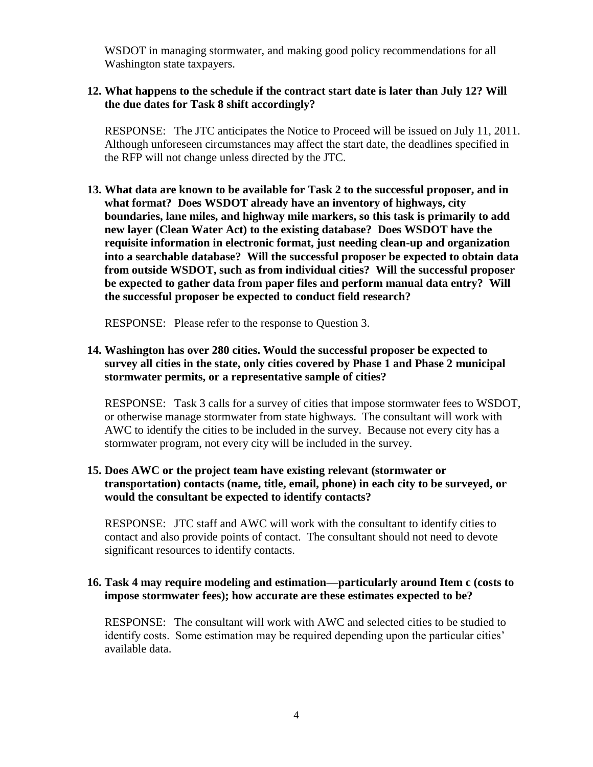WSDOT in managing stormwater, and making good policy recommendations for all Washington state taxpayers.

**12. What happens to the schedule if the contract start date is later than July 12? Will the due dates for Task 8 shift accordingly?**

RESPONSE: The JTC anticipates the Notice to Proceed will be issued on July 11, 2011. Although unforeseen circumstances may affect the start date, the deadlines specified in the RFP will not change unless directed by the JTC.

**13. What data are known to be available for Task 2 to the successful proposer, and in what format? Does WSDOT already have an inventory of highways, city boundaries, lane miles, and highway mile markers, so this task is primarily to add new layer (Clean Water Act) to the existing database? Does WSDOT have the requisite information in electronic format, just needing clean-up and organization into a searchable database? Will the successful proposer be expected to obtain data from outside WSDOT, such as from individual cities? Will the successful proposer be expected to gather data from paper files and perform manual data entry? Will the successful proposer be expected to conduct field research?**

RESPONSE: Please refer to the response to Question 3.

**14. Washington has over 280 cities. Would the successful proposer be expected to survey all cities in the state, only cities covered by Phase 1 and Phase 2 municipal stormwater permits, or a representative sample of cities?**

RESPONSE: Task 3 calls for a survey of cities that impose stormwater fees to WSDOT, or otherwise manage stormwater from state highways. The consultant will work with AWC to identify the cities to be included in the survey. Because not every city has a stormwater program, not every city will be included in the survey.

**15. Does AWC or the project team have existing relevant (stormwater or transportation) contacts (name, title, email, phone) in each city to be surveyed, or would the consultant be expected to identify contacts?**

RESPONSE: JTC staff and AWC will work with the consultant to identify cities to contact and also provide points of contact. The consultant should not need to devote significant resources to identify contacts.

**16. Task 4 may require modeling and estimation—particularly around Item c (costs to impose stormwater fees); how accurate are these estimates expected to be?**

RESPONSE: The consultant will work with AWC and selected cities to be studied to identify costs. Some estimation may be required depending upon the particular cities' available data.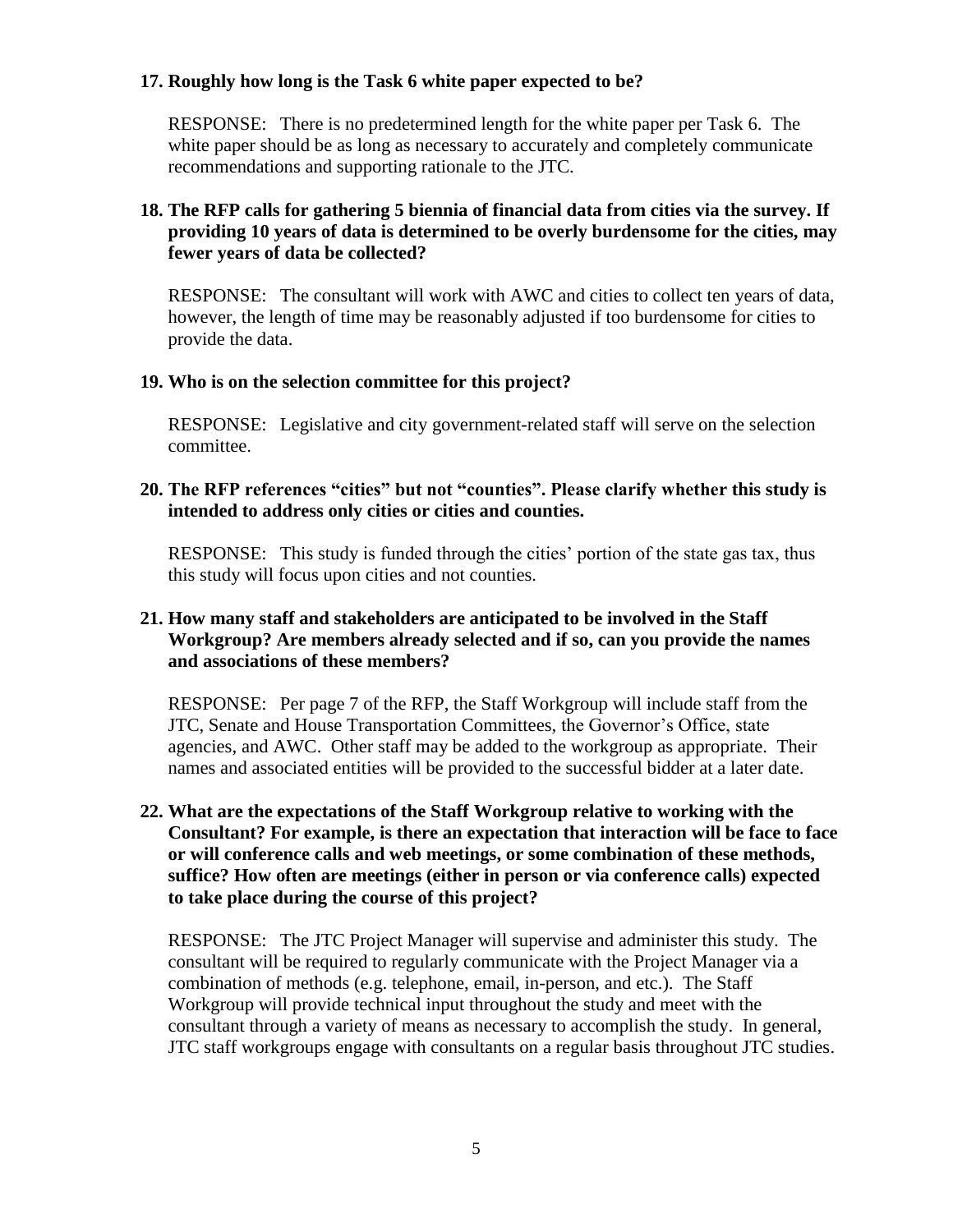**17. Roughly how long is the Task 6 white paper expected to be?**

RESPONSE: There is no predetermined length for the white paper per Task 6. The white paper should be as long as necessary to accurately and completely communicate recommendations and supporting rationale to the JTC.

**18. The RFP calls for gathering 5 biennia of financial data from cities via the survey. If providing 10 years of data is determined to be overly burdensome for the cities, may fewer years of data be collected?**

RESPONSE: The consultant will work with AWC and cities to collect ten years of data, however, the length of time may be reasonably adjusted if too burdensome for cities to provide the data.

**19. Who is on the selection committee for this project?**

RESPONSE: Legislative and city government-related staff will serve on the selection committee.

**20. The RFP references "cities" but not "counties". Please clarify whether this study is intended to address only cities or cities and counties.**

RESPONSE: This study is funded through the cities' portion of the state gas tax, thus this study will focus upon cities and not counties.

**21. How many staff and stakeholders are anticipated to be involved in the Staff Workgroup? Are members already selected and if so, can you provide the names and associations of these members?**

RESPONSE: Per page 7 of the RFP, the Staff Workgroup will include staff from the JTC, Senate and House Transportation Committees, the Governor's Office, state agencies, and AWC. Other staff may be added to the workgroup as appropriate. Their names and associated entities will be provided to the successful bidder at a later date.

**22. What are the expectations of the Staff Workgroup relative to working with the Consultant? For example, is there an expectation that interaction will be face to face or will conference calls and web meetings, or some combination of these methods, suffice? How often are meetings (either in person or via conference calls) expected to take place during the course of this project?**

RESPONSE: The JTC Project Manager will supervise and administer this study. The consultant will be required to regularly communicate with the Project Manager via a combination of methods (e.g. telephone, email, in-person, and etc.). The Staff Workgroup will provide technical input throughout the study and meet with the consultant through a variety of means as necessary to accomplish the study. In general, JTC staff workgroups engage with consultants on a regular basis throughout JTC studies.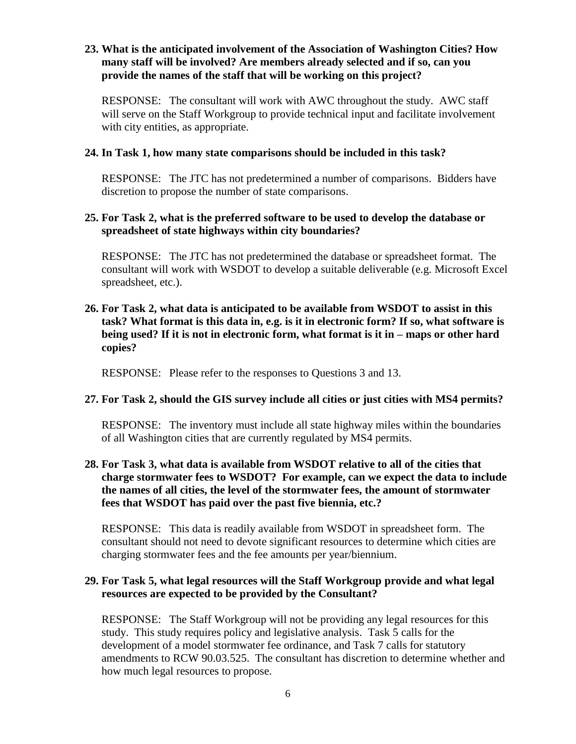**23. What is the anticipated involvement of the Association of Washington Cities? How many staff will be involved? Are members already selected and if so, can you provide the names of the staff that will be working on this project?**

RESPONSE: The consultant will work with AWC throughout the study. AWC staff will serve on the Staff Workgroup to provide technical input and facilitate involvement with city entities, as appropriate.

**24. In Task 1, how many state comparisons should be included in this task?**

RESPONSE: The JTC has not predetermined a number of comparisons. Bidders have discretion to propose the number of state comparisons.

**25. For Task 2, what is the preferred software to be used to develop the database or spreadsheet of state highways within city boundaries?**

RESPONSE: The JTC has not predetermined the database or spreadsheet format. The consultant will work with WSDOT to develop a suitable deliverable (e.g. Microsoft Excel spreadsheet, etc.).

**26. For Task 2, what data is anticipated to be available from WSDOT to assist in this task? What format is this data in, e.g. is it in electronic form? If so, what software is being used? If it is not in electronic form, what format is it in – maps or other hard copies?**

RESPONSE: Please refer to the responses to Questions 3 and 13.

**27. For Task 2, should the GIS survey include all cities or just cities with MS4 permits?**

RESPONSE: The inventory must include all state highway miles within the boundaries of all Washington cities that are currently regulated by MS4 permits.

**28. For Task 3, what data is available from WSDOT relative to all of the cities that charge stormwater fees to WSDOT? For example, can we expect the data to include the names of all cities, the level of the stormwater fees, the amount of stormwater fees that WSDOT has paid over the past five biennia, etc.?**

RESPONSE: This data is readily available from WSDOT in spreadsheet form. The consultant should not need to devote significant resources to determine which cities are charging stormwater fees and the fee amounts per year/biennium.

**29. For Task 5, what legal resources will the Staff Workgroup provide and what legal resources are expected to be provided by the Consultant?**

RESPONSE: The Staff Workgroup will not be providing any legal resources for this study. This study requires policy and legislative analysis. Task 5 calls for the development of a model stormwater fee ordinance, and Task 7 calls for statutory amendments to RCW 90.03.525. The consultant has discretion to determine whether and how much legal resources to propose.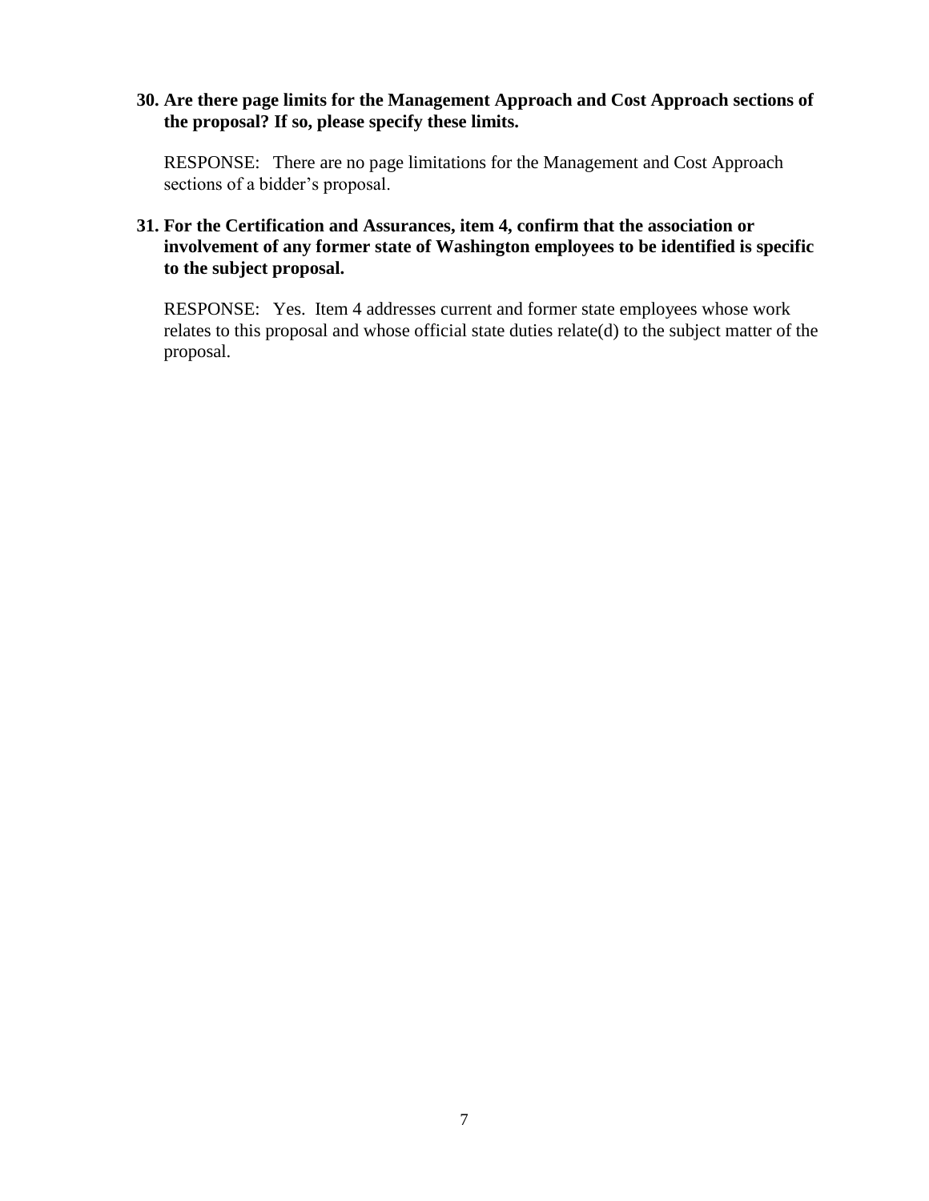**30. Are there page limits for the Management Approach and Cost Approach sections of the proposal? If so, please specify these limits.**

RESPONSE: There are no page limitations for the Management and Cost Approach sections of a bidder's proposal.

**31. For the Certification and Assurances, item 4, confirm that the association or involvement of any former state of Washington employees to be identified is specific to the subject proposal.**

RESPONSE: Yes. Item 4 addresses current and former state employees whose work relates to this proposal and whose official state duties relate(d) to the subject matter of the proposal.